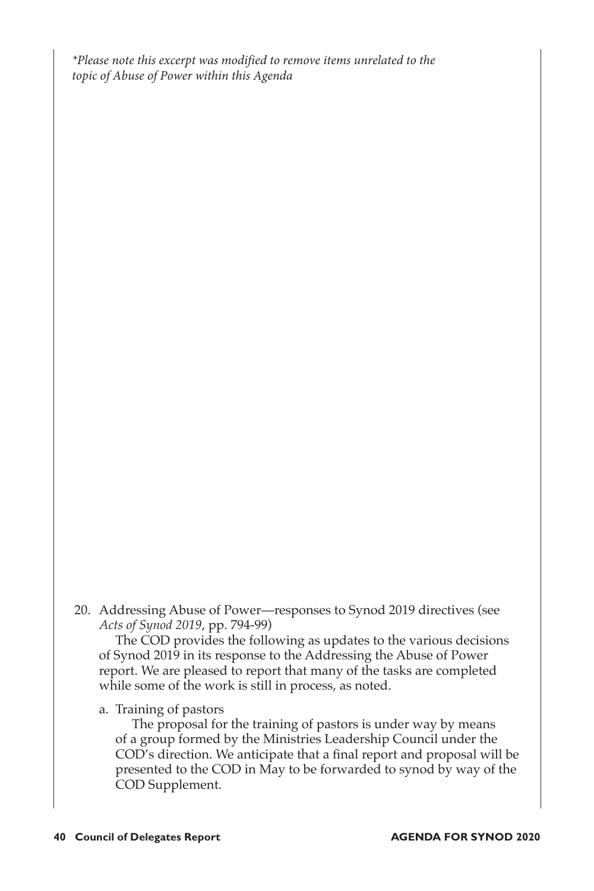*\*Please note this excerpt was modified to remove items unrelated to the topic of Abuse of Power within this Agenda*

20. Addressing Abuse of Power—responses to Synod 2019 directives (see *Acts of Synod 2019*, pp. 794-99)

    The COD provides the following as updates to the various decisions of Synod 2019 in its response to the Addressing the Abuse of Power report. We are pleased to report that many of the tasks are completed while some of the work is still in process, as noted.

    a. Training of pastors

       The proposal for the training of pastors is under way by means of a group formed by the Ministries Leadership Council under the COD's direction. We anticipate that a final report and proposal will be presented to the COD in May to be forwarded to synod by way of the COD Supplement.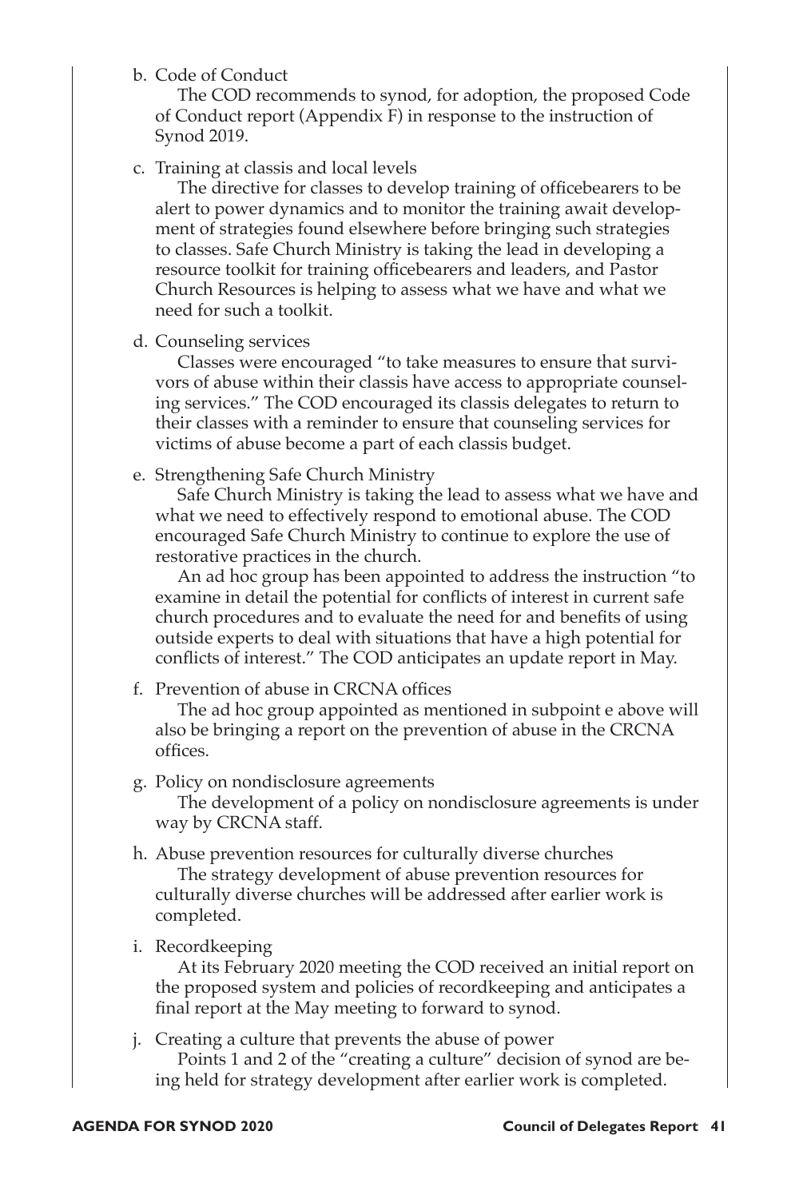b. Code of Conduct

The COD recommends to synod, for adoption, the proposed Code of Conduct report (Appendix F) in response to the instruction of Synod 2019.

c. Training at classis and local levels

The directive for classes to develop training of officebearers to be alert to power dynamics and to monitor the training await development of strategies found elsewhere before bringing such strategies to classes. Safe Church Ministry is taking the lead in developing a resource toolkit for training officebearers and leaders, and Pastor Church Resources is helping to assess what we have and what we need for such a toolkit.

d. Counseling services

Classes were encouraged "to take measures to ensure that survivors of abuse within their classis have access to appropriate counseling services." The COD encouraged its classis delegates to return to their classes with a reminder to ensure that counseling services for victims of abuse become a part of each classis budget.

e. Strengthening Safe Church Ministry

Safe Church Ministry is taking the lead to assess what we have and what we need to effectively respond to emotional abuse. The COD encouraged Safe Church Ministry to continue to explore the use of restorative practices in the church.

An ad hoc group has been appointed to address the instruction "to examine in detail the potential for conflicts of interest in current safe church procedures and to evaluate the need for and benefits of using outside experts to deal with situations that have a high potential for conflicts of interest." The COD anticipates an update report in May.

f. Prevention of abuse in CRCNA offices

The ad hoc group appointed as mentioned in subpoint e above will also be bringing a report on the prevention of abuse in the CRCNA offices.

g. Policy on nondisclosure agreements

The development of a policy on nondisclosure agreements is under way by CRCNA staff.

h. Abuse prevention resources for culturally diverse churches

The strategy development of abuse prevention resources for culturally diverse churches will be addressed after earlier work is completed.

i. Recordkeeping

At its February 2020 meeting the COD received an initial report on the proposed system and policies of recordkeeping and anticipates a final report at the May meeting to forward to synod.

j. Creating a culture that prevents the abuse of power

Points 1 and 2 of the "creating a culture" decision of synod are being held for strategy development after earlier work is completed.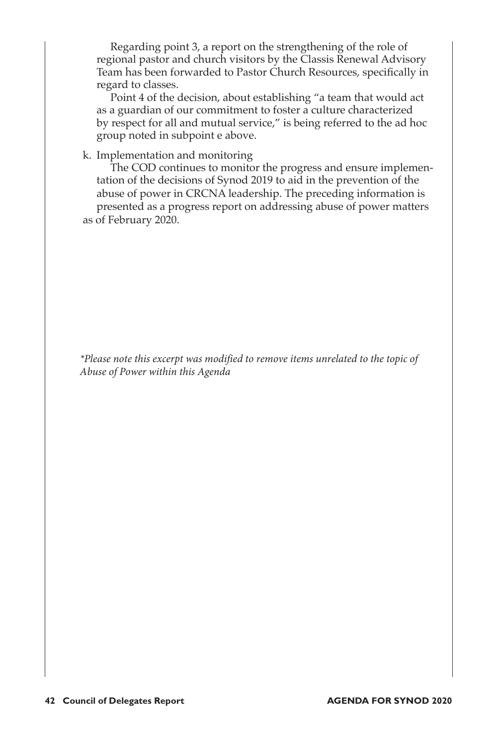Regarding point 3, a report on the strengthening of the role of regional pastor and church visitors by the Classis Renewal Advisory Team has been forwarded to Pastor Church Resources, specifically in regard to classes.

Point 4 of the decision, about establishing "a team that would act as a guardian of our commitment to foster a culture characterized by respect for all and mutual service," is being referred to the ad hoc group noted in subpoint e above.

k. Implementation and monitoring

The COD continues to monitor the progress and ensure implementation of the decisions of Synod 2019 to aid in the prevention of the abuse of power in CRCNA leadership. The preceding information is presented as a progress report on addressing abuse of power matters as of February 2020.

*\*Please note this excerpt was modified to remove items unrelated to the topic of Abuse of Power within this Agenda*